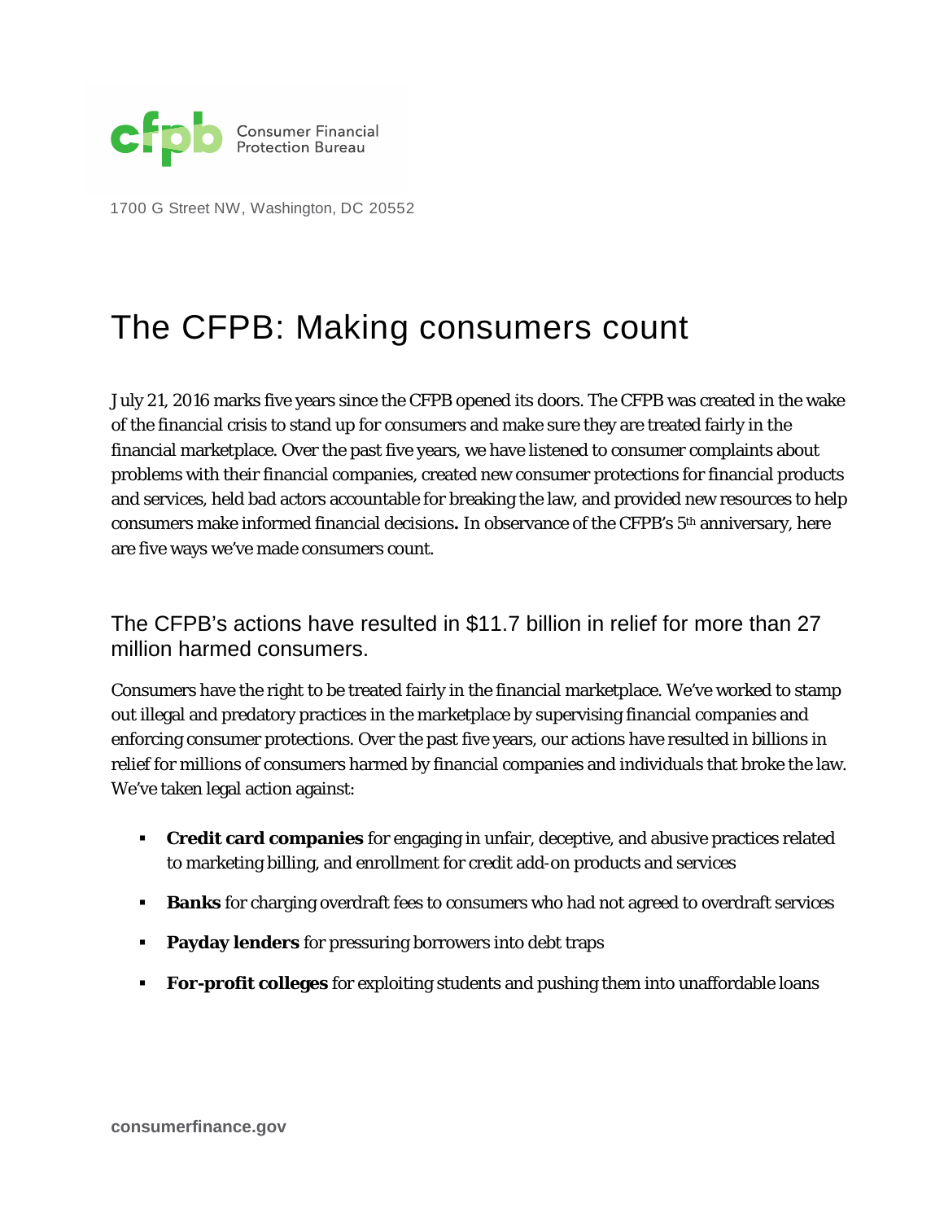Consumer Financial Protection Bureau

1700 G Street NW, Washington, DC 20552

# The CFPB: Making consumers count

July 21, 2016 marks five years since the CFPB opened its doors. The CFPB was created in the wake of the financial crisis to stand up for consumers and make sure they are treated fairly in the financial marketplace. Over the past five years, we have listened to consumer complaints about problems with their financial companies, created new consumer protections for financial products and services, held bad actors accountable for breaking the law, and provided new resources to help consumers make informed financial decisions**.** In observance of the CFPB's 5th anniversary, here are five ways we've made consumers count.

## The CFPB's actions have resulted in $11.7 billion in relief for more than 27 million harmed consumers.

Consumers have the right to be treated fairly in the financial marketplace. We've worked to stamp out illegal and predatory practices in the marketplace by supervising financial companies and enforcing consumer protections. Over the past five years, our actions have resulted in billions in relief for millions of consumers harmed by financial companies and individuals that broke the law. We've taken legal action against:

- **Credit card companies** for engaging in unfair, deceptive, and abusive practices related to marketing billing, and enrollment for credit add-on products and services
- **Banks** for charging overdraft fees to consumers who had not agreed to overdraft services
- **Payday lenders** for pressuring borrowers into debt traps
- **For-profit colleges** for exploiting students and pushing them into unaffordable loans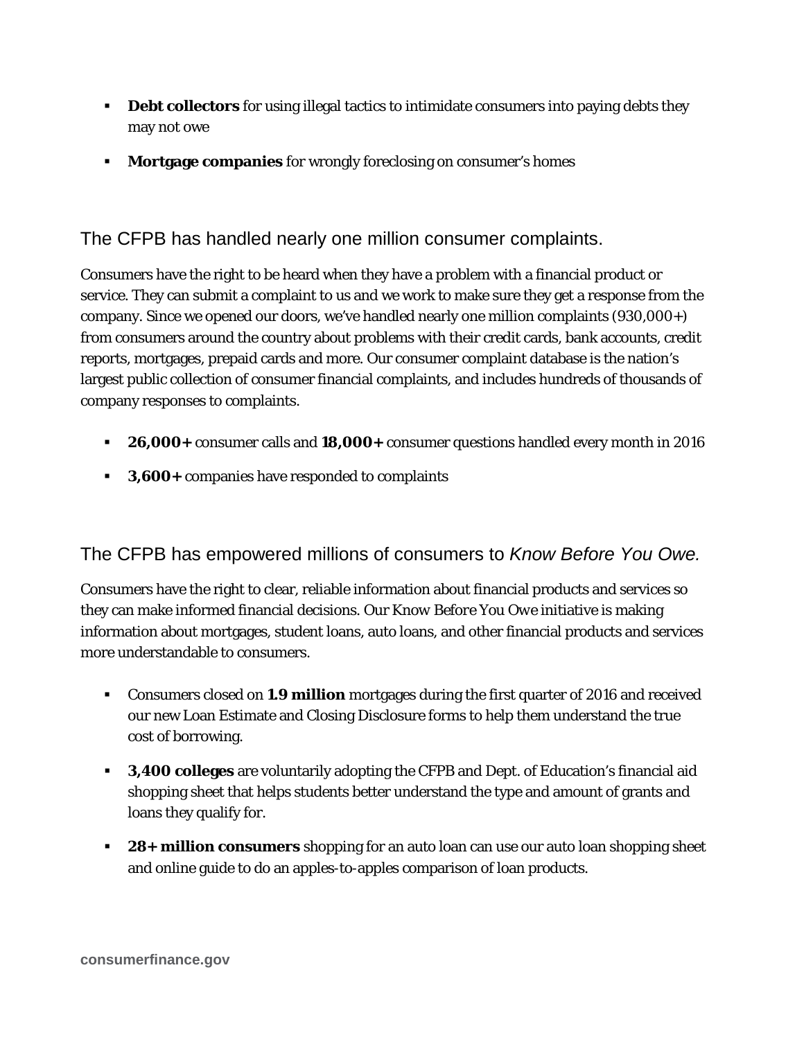- **Debt collectors** for using illegal tactics to intimidate consumers into paying debts they may not owe
- **Mortgage companies** for wrongly foreclosing on consumer's homes

## The CFPB has handled nearly one million consumer complaints.

Consumers have the right to be heard when they have a problem with a financial product or service. They can submit a complaint to us and we work to make sure they get a response from the company. Since we opened our doors, we've handled nearly one million complaints (930,000+) from consumers around the country about problems with their credit cards, bank accounts, credit reports, mortgages, prepaid cards and more. Our consumer complaint database is the nation's largest public collection of consumer financial complaints, and includes hundreds of thousands of company responses to complaints.

- **26,000+** consumer calls and **18,000+** consumer questions handled every month in 2016
- **3,600+** companies have responded to complaints

## The CFPB has empowered millions of consumers to *Know Before You Owe.*

Consumers have the right to clear, reliable information about financial products and services so they can make informed financial decisions. Our *Know Before You Owe* initiative is making information about mortgages, student loans, auto loans, and other financial products and services more understandable to consumers.

- Consumers closed on **1.9 million** mortgages during the first quarter of 2016 and received our new Loan Estimate and Closing Disclosure forms to help them understand the true cost of borrowing.
- **3,400 colleges** are voluntarily adopting the CFPB and Dept. of Education's financial aid shopping sheet that helps students better understand the type and amount of grants and loans they qualify for.
- **28+ million consumers** shopping for an auto loan can use our auto loan shopping sheet and online guide to do an apples-to-apples comparison of loan products.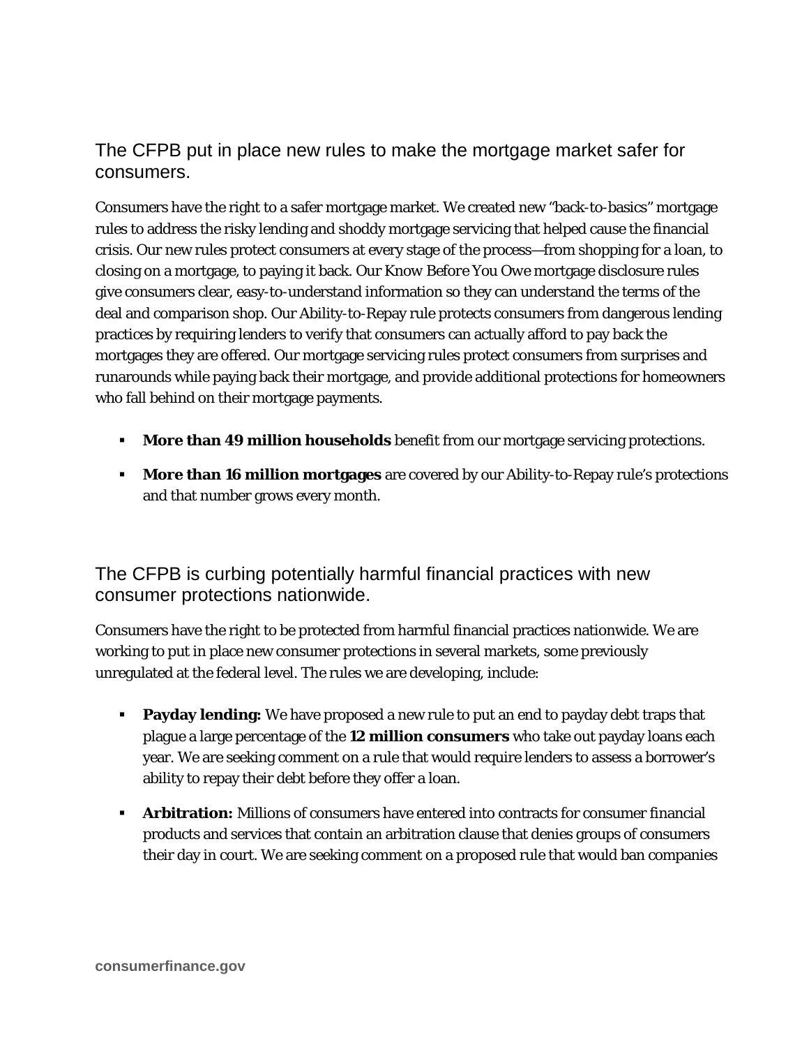## The CFPB put in place new rules to make the mortgage market safer for consumers.

Consumers have the right to a safer mortgage market. We created new "back-to-basics" mortgage rules to address the risky lending and shoddy mortgage servicing that helped cause the financial crisis. Our new rules protect consumers at every stage of the process—from shopping for a loan, to closing on a mortgage, to paying it back. Our Know Before You Owe mortgage disclosure rules give consumers clear, easy-to-understand information so they can understand the terms of the deal and comparison shop. Our Ability-to-Repay rule protects consumers from dangerous lending practices by requiring lenders to verify that consumers can actually afford to pay back the mortgages they are offered. Our mortgage servicing rules protect consumers from surprises and runarounds while paying back their mortgage, and provide additional protections for homeowners who fall behind on their mortgage payments.

- **More than 49 million households** benefit from our mortgage servicing protections.
- **More than 16 million mortgages** are covered by our Ability-to-Repay rule's protections and that number grows every month.

## The CFPB is curbing potentially harmful financial practices with new consumer protections nationwide.

Consumers have the right to be protected from harmful financial practices nationwide. We are working to put in place new consumer protections in several markets, some previously unregulated at the federal level. The rules we are developing, include:

- **Payday lending:** We have proposed a new rule to put an end to payday debt traps that plague a large percentage of the **12 million consumers** who take out payday loans each year. We are seeking comment on a rule that would require lenders to assess a borrower's ability to repay their debt before they offer a loan.
- **Arbitration:** Millions of consumers have entered into contracts for consumer financial products and services that contain an arbitration clause that denies groups of consumers their day in court. We are seeking comment on a proposed rule that would ban companies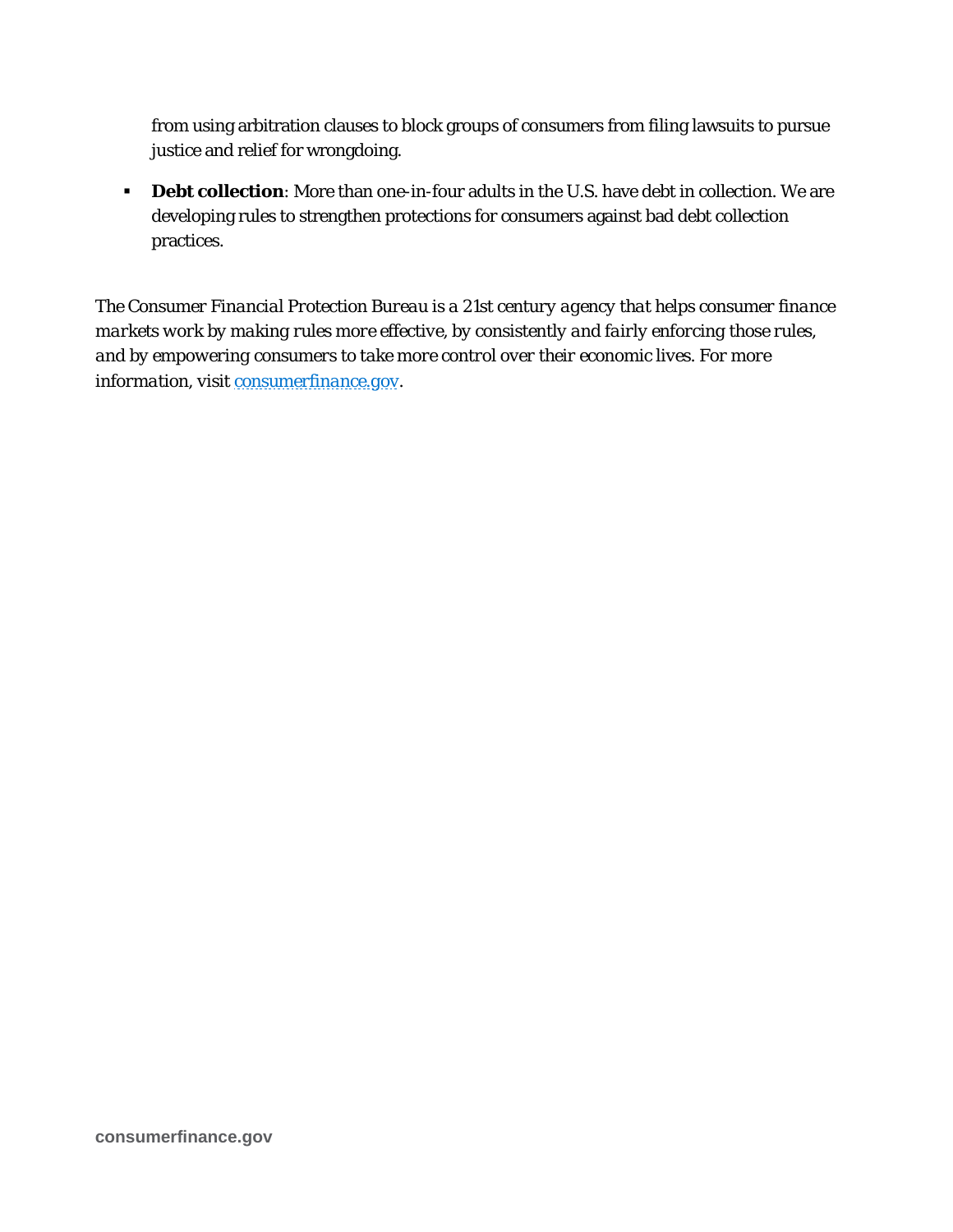from using arbitration clauses to block groups of consumers from filing lawsuits to pursue justice and relief for wrongdoing.

- **Debt collection**: More than one-in-four adults in the U.S. have debt in collection. We are developing rules to strengthen protections for consumers against bad debt collection practices.

*The Consumer Financial Protection Bureau is a 21st century agency that helps consumer finance markets work by making rules more effective, by consistently and fairly enforcing those rules, and by empowering consumers to take more control over their economic lives. For more information, visit [consumerfinance.gov](consumerfinance.gov).*